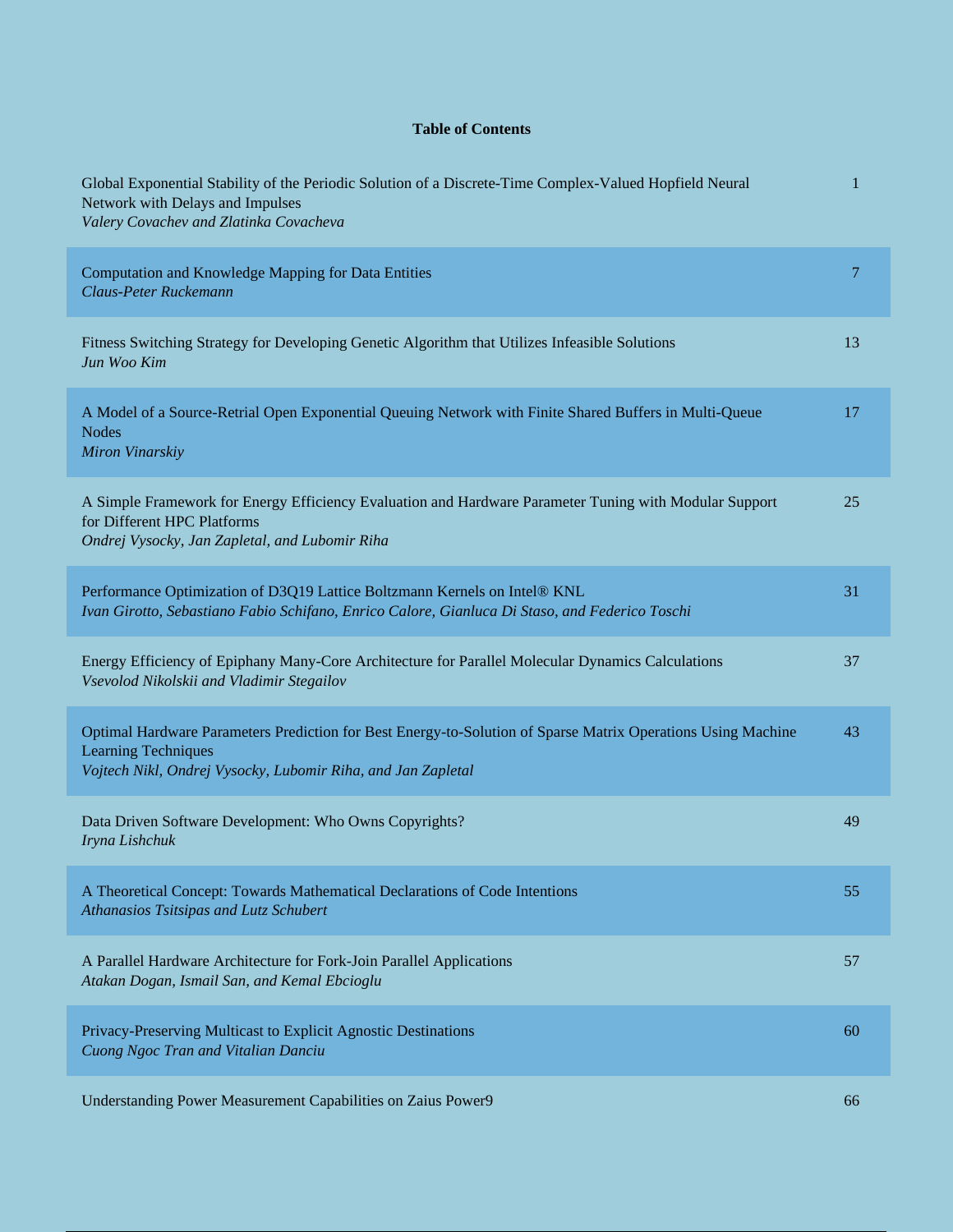## Table of Contents

| | |
|---|---|
| Global Exponential Stability of the Periodic Solution of a Discrete-Time Complex-Valued Hopfield Neural Network with Delays and Impulses<br>*Valery Covachev and Zlatinka Covacheva* | 1 |
| Computation and Knowledge Mapping for Data Entities<br>*Claus-Peter Ruckemann* | 7 |
| Fitness Switching Strategy for Developing Genetic Algorithm that Utilizes Infeasible Solutions<br>*Jun Woo Kim* | 13 |
| A Model of a Source-Retrial Open Exponential Queuing Network with Finite Shared Buffers in Multi-Queue Nodes<br>*Miron Vinarskiy* | 17 |
| A Simple Framework for Energy Efficiency Evaluation and Hardware Parameter Tuning with Modular Support for Different HPC Platforms<br>*Ondrej Vysocky, Jan Zapletal, and Lubomir Riha* | 25 |
| Performance Optimization of D3Q19 Lattice Boltzmann Kernels on Intel® KNL<br>*Ivan Girotto, Sebastiano Fabio Schifano, Enrico Calore, Gianluca Di Staso, and Federico Toschi* | 31 |
| Energy Efficiency of Epiphany Many-Core Architecture for Parallel Molecular Dynamics Calculations<br>*Vsevolod Nikolskii and Vladimir Stegailov* | 37 |
| Optimal Hardware Parameters Prediction for Best Energy-to-Solution of Sparse Matrix Operations Using Machine Learning Techniques<br>*Vojtech Nikl, Ondrej Vysocky, Lubomir Riha, and Jan Zapletal* | 43 |
| Data Driven Software Development: Who Owns Copyrights?<br>*Iryna Lishchuk* | 49 |
| A Theoretical Concept: Towards Mathematical Declarations of Code Intentions<br>*Athanasios Tsitsipas and Lutz Schubert* | 55 |
| A Parallel Hardware Architecture for Fork-Join Parallel Applications<br>*Atakan Dogan, Ismail San, and Kemal Ebcioglu* | 57 |
| Privacy-Preserving Multicast to Explicit Agnostic Destinations<br>*Cuong Ngoc Tran and Vitalian Danciu* | 60 |
| Understanding Power Measurement Capabilities on Zaius Power9 | 66 |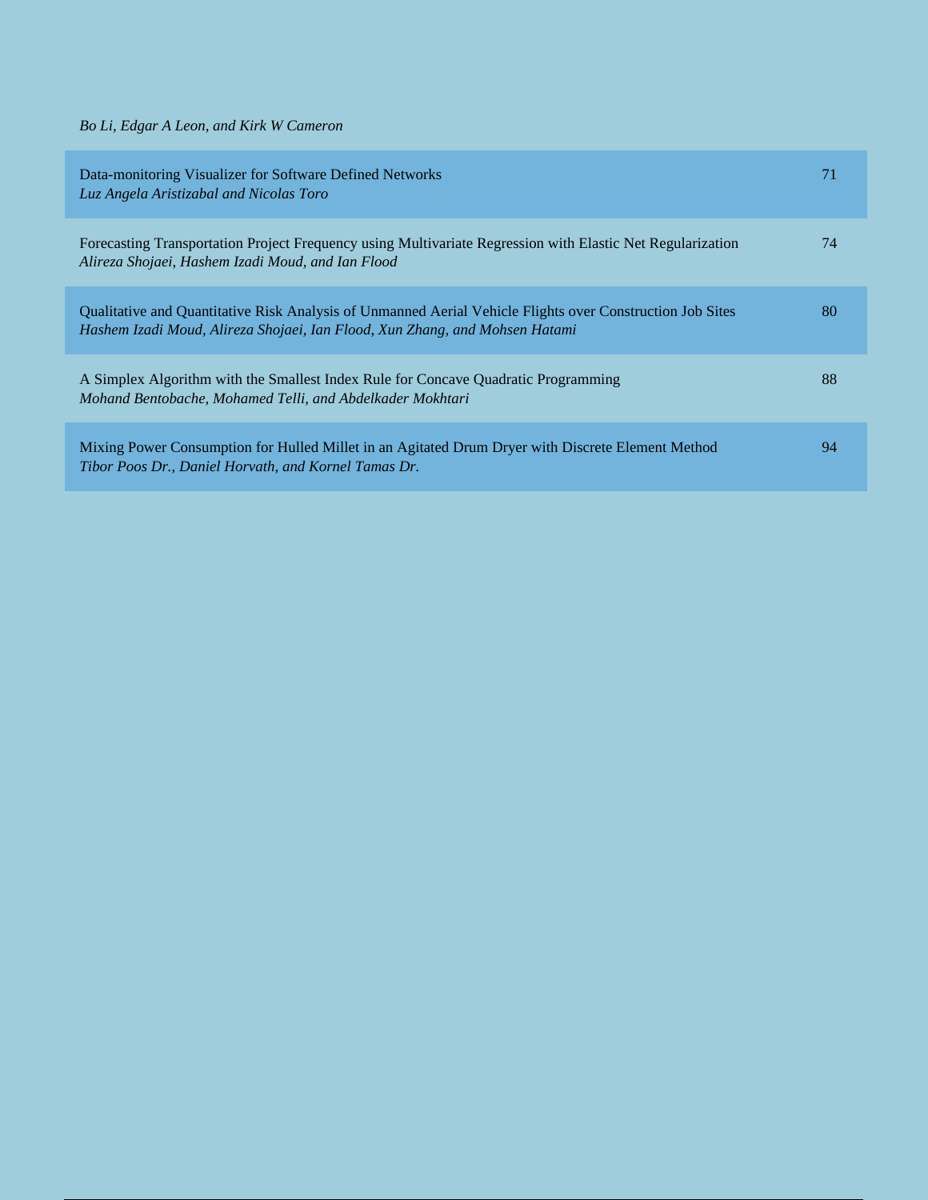*Bo Li, Edgar A Leon, and Kirk W Cameron*

| | |
|---|---|
| Data-monitoring Visualizer for Software Defined Networks<br>*Luz Angela Aristizabal and Nicolas Toro* | 71 |
| Forecasting Transportation Project Frequency using Multivariate Regression with Elastic Net Regularization<br>*Alireza Shojaei, Hashem Izadi Moud, and Ian Flood* | 74 |
| Qualitative and Quantitative Risk Analysis of Unmanned Aerial Vehicle Flights over Construction Job Sites<br>*Hashem Izadi Moud, Alireza Shojaei, Ian Flood, Xun Zhang, and Mohsen Hatami* | 80 |
| A Simplex Algorithm with the Smallest Index Rule for Concave Quadratic Programming<br>*Mohand Bentobache, Mohamed Telli, and Abdelkader Mokhtari* | 88 |
| Mixing Power Consumption for Hulled Millet in an Agitated Drum Dryer with Discrete Element Method<br>*Tibor Poos Dr., Daniel Horvath, and Kornel Tamas Dr.* | 94 |